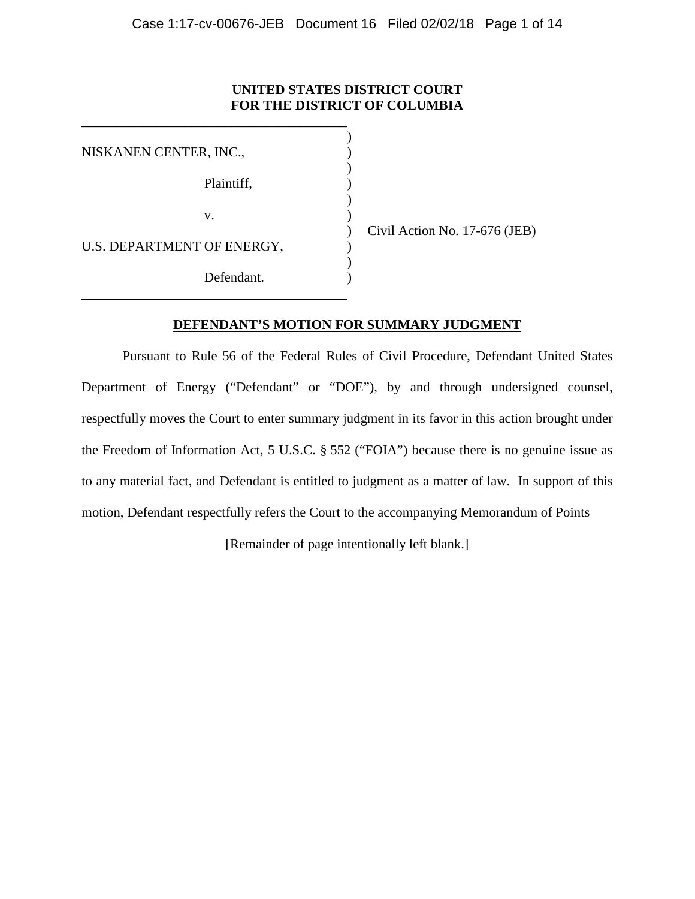**UNITED STATES DISTRICT COURT
FOR THE DISTRICT OF COLUMBIA**

NISKANEN CENTER, INC.,

Plaintiff,

v.

U.S. DEPARTMENT OF ENERGY,

Defendant.

Civil Action No. 17-676 (JEB)

**DEFENDANT'S MOTION FOR SUMMARY JUDGMENT**

Pursuant to Rule 56 of the Federal Rules of Civil Procedure, Defendant United States Department of Energy ("Defendant" or "DOE"), by and through undersigned counsel, respectfully moves the Court to enter summary judgment in its favor in this action brought under the Freedom of Information Act, 5 U.S.C. § 552 ("FOIA") because there is no genuine issue as to any material fact, and Defendant is entitled to judgment as a matter of law. In support of this motion, Defendant respectfully refers the Court to the accompanying Memorandum of Points

[Remainder of page intentionally left blank.]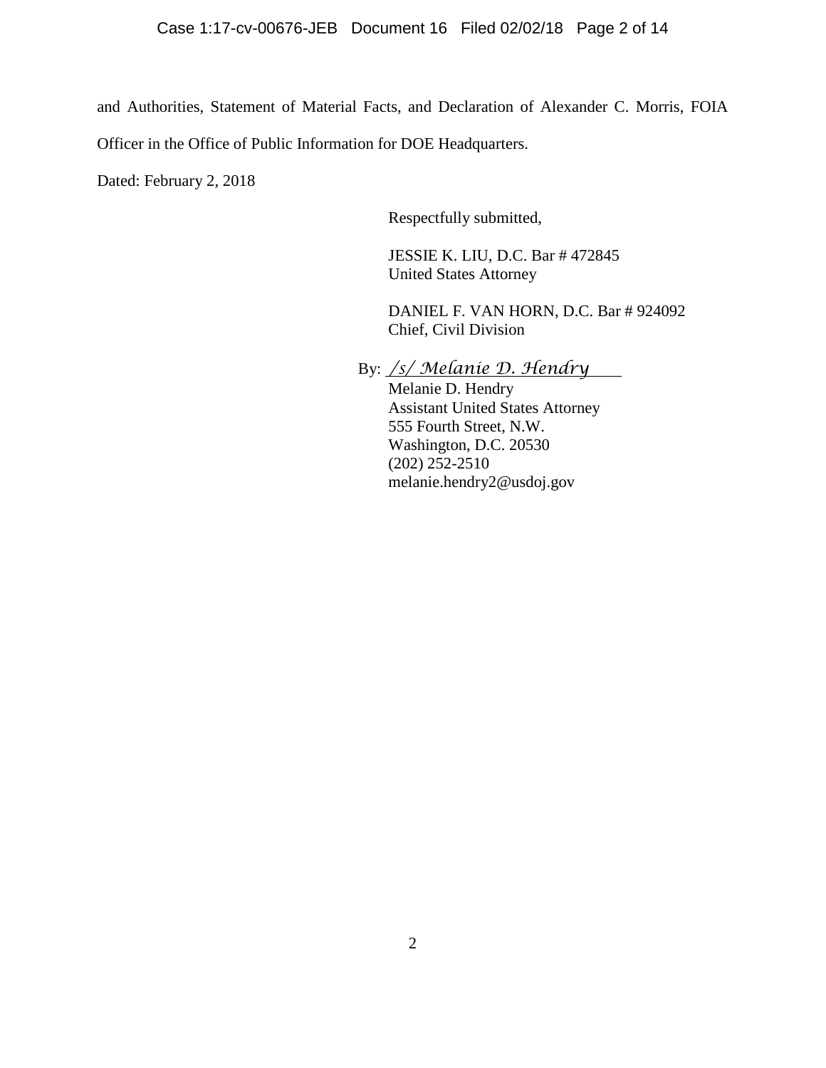and Authorities, Statement of Material Facts, and Declaration of Alexander C. Morris, FOIA Officer in the Office of Public Information for DOE Headquarters.

Dated: February 2, 2018

Respectfully submitted,

JESSIE K. LIU, D.C. Bar # 472845
United States Attorney

DANIEL F. VAN HORN, D.C. Bar # 924092
Chief, Civil Division

By: */s/ Melanie D. Hendry*
Melanie D. Hendry
Assistant United States Attorney
555 Fourth Street, N.W.
Washington, D.C. 20530
(202) 252-2510
melanie.hendry2@usdoj.gov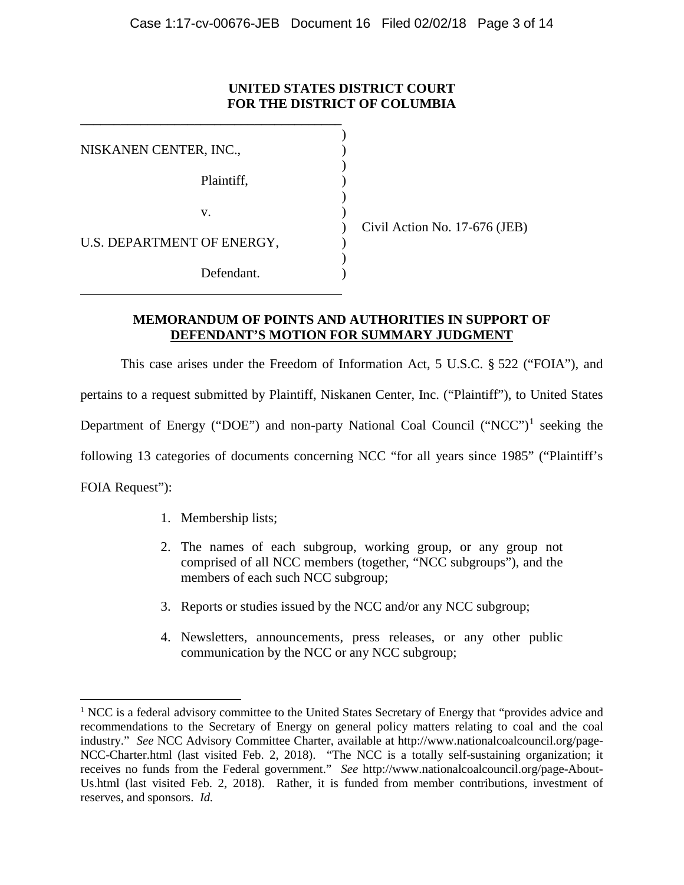**UNITED STATES DISTRICT COURT**
**FOR THE DISTRICT OF COLUMBIA**

NISKANEN CENTER, INC.,

Plaintiff,

v.

U.S. DEPARTMENT OF ENERGY,

Defendant.

Civil Action No. 17-676 (JEB)

**MEMORANDUM OF POINTS AND AUTHORITIES IN SUPPORT OF DEFENDANT'S MOTION FOR SUMMARY JUDGMENT**

This case arises under the Freedom of Information Act, 5 U.S.C. § 522 ("FOIA"), and pertains to a request submitted by Plaintiff, Niskanen Center, Inc. ("Plaintiff"), to United States Department of Energy ("DOE") and non-party National Coal Council ("NCC")[1] seeking the following 13 categories of documents concerning NCC "for all years since 1985" ("Plaintiff's FOIA Request"):

1. Membership lists;
2. The names of each subgroup, working group, or any group not comprised of all NCC members (together, "NCC subgroups"), and the members of each such NCC subgroup;
3. Reports or studies issued by the NCC and/or any NCC subgroup;
4. Newsletters, announcements, press releases, or any other public communication by the NCC or any NCC subgroup;

[1] NCC is a federal advisory committee to the United States Secretary of Energy that "provides advice and recommendations to the Secretary of Energy on general policy matters relating to coal and the coal industry." *See* NCC Advisory Committee Charter, available at http://www.nationalcoalcouncil.org/page-NCC-Charter.html (last visited Feb. 2, 2018). "The NCC is a totally self-sustaining organization; it receives no funds from the Federal government." *See* http://www.nationalcoalcouncil.org/page-About-Us.html (last visited Feb. 2, 2018). Rather, it is funded from member contributions, investment of reserves, and sponsors. *Id.*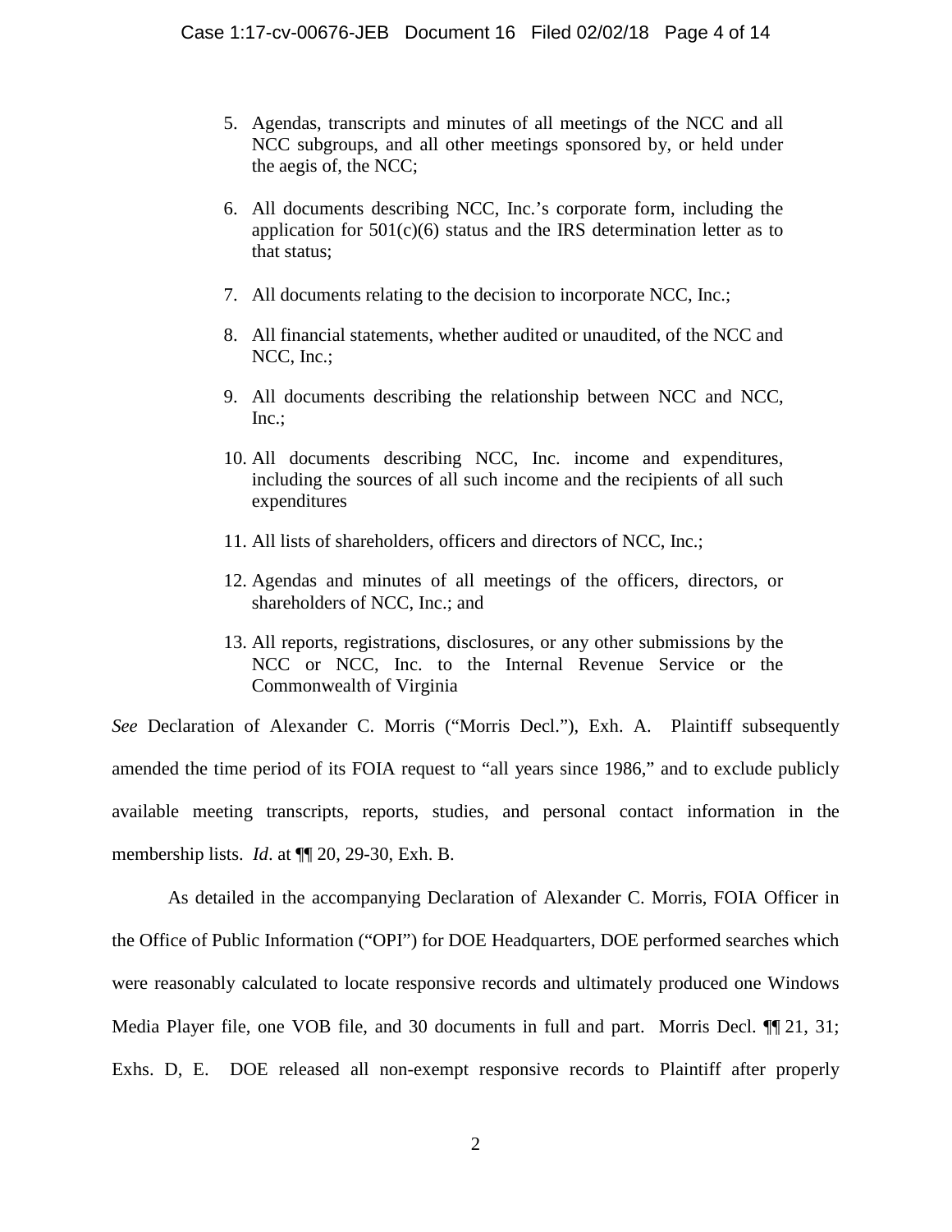5. Agendas, transcripts and minutes of all meetings of the NCC and all NCC subgroups, and all other meetings sponsored by, or held under the aegis of, the NCC;

6. All documents describing NCC, Inc.'s corporate form, including the application for 501(c)(6) status and the IRS determination letter as to that status;

7. All documents relating to the decision to incorporate NCC, Inc.;

8. All financial statements, whether audited or unaudited, of the NCC and NCC, Inc.;

9. All documents describing the relationship between NCC and NCC, Inc.;

10. All documents describing NCC, Inc. income and expenditures, including the sources of all such income and the recipients of all such expenditures

11. All lists of shareholders, officers and directors of NCC, Inc.;

12. Agendas and minutes of all meetings of the officers, directors, or shareholders of NCC, Inc.; and

13. All reports, registrations, disclosures, or any other submissions by the NCC or NCC, Inc. to the Internal Revenue Service or the Commonwealth of Virginia

*See* Declaration of Alexander C. Morris ("Morris Decl."), Exh. A. Plaintiff subsequently amended the time period of its FOIA request to "all years since 1986," and to exclude publicly available meeting transcripts, reports, studies, and personal contact information in the membership lists. *Id*. at ¶¶ 20, 29-30, Exh. B.

As detailed in the accompanying Declaration of Alexander C. Morris, FOIA Officer in the Office of Public Information ("OPI") for DOE Headquarters, DOE performed searches which were reasonably calculated to locate responsive records and ultimately produced one Windows Media Player file, one VOB file, and 30 documents in full and part. Morris Decl. ¶¶ 21, 31; Exhs. D, E. DOE released all non-exempt responsive records to Plaintiff after properly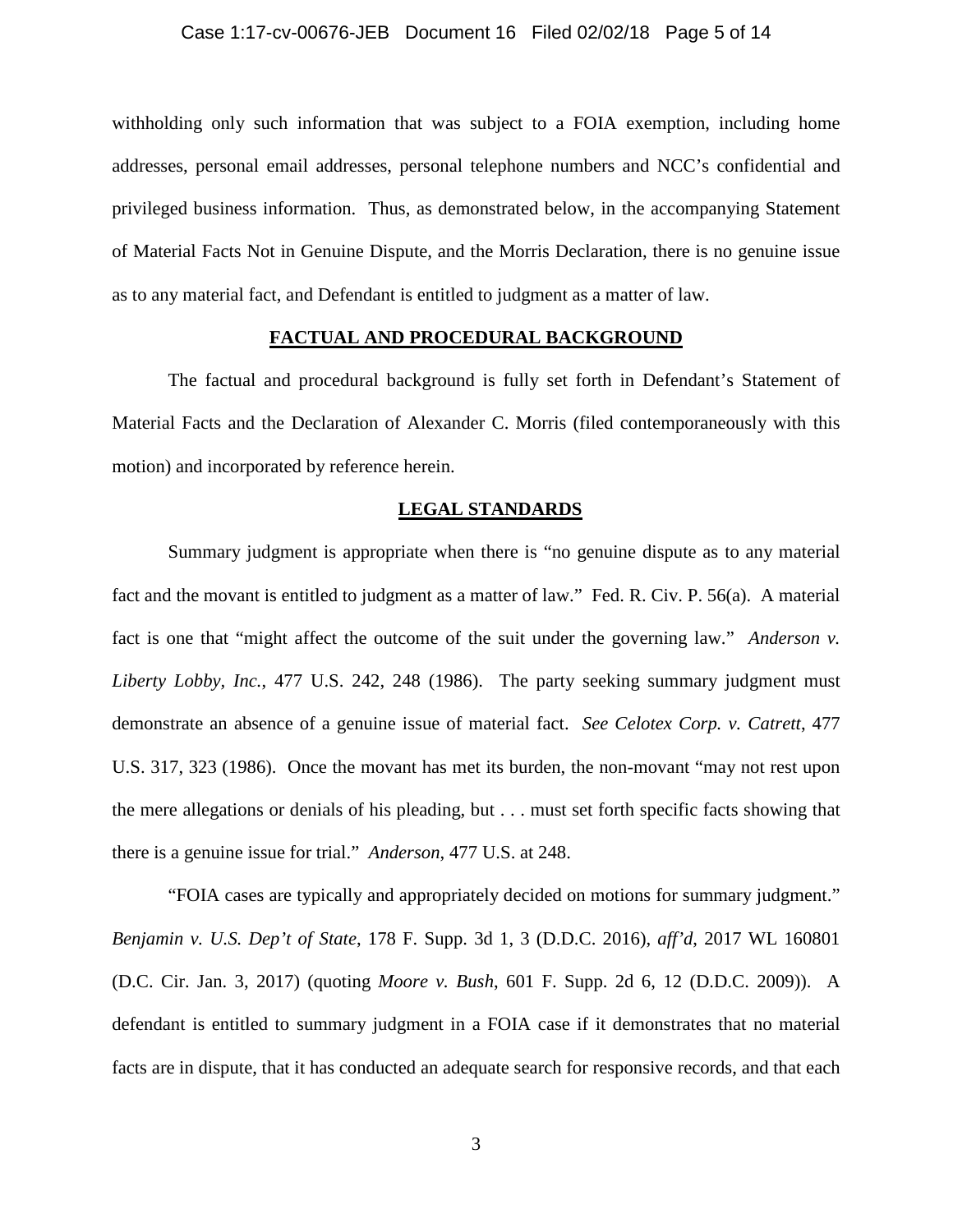withholding only such information that was subject to a FOIA exemption, including home addresses, personal email addresses, personal telephone numbers and NCC's confidential and privileged business information. Thus, as demonstrated below, in the accompanying Statement of Material Facts Not in Genuine Dispute, and the Morris Declaration, there is no genuine issue as to any material fact, and Defendant is entitled to judgment as a matter of law.

## FACTUAL AND PROCEDURAL BACKGROUND

The factual and procedural background is fully set forth in Defendant's Statement of Material Facts and the Declaration of Alexander C. Morris (filed contemporaneously with this motion) and incorporated by reference herein.

## LEGAL STANDARDS

Summary judgment is appropriate when there is "no genuine dispute as to any material fact and the movant is entitled to judgment as a matter of law." Fed. R. Civ. P. 56(a). A material fact is one that "might affect the outcome of the suit under the governing law." *Anderson v. Liberty Lobby, Inc.*, 477 U.S. 242, 248 (1986). The party seeking summary judgment must demonstrate an absence of a genuine issue of material fact. *See Celotex Corp. v. Catrett*, 477 U.S. 317, 323 (1986). Once the movant has met its burden, the non-movant "may not rest upon the mere allegations or denials of his pleading, but . . . must set forth specific facts showing that there is a genuine issue for trial." *Anderson*, 477 U.S. at 248.

"FOIA cases are typically and appropriately decided on motions for summary judgment." *Benjamin v. U.S. Dep't of State*, 178 F. Supp. 3d 1, 3 (D.D.C. 2016), *aff'd*, 2017 WL 160801 (D.C. Cir. Jan. 3, 2017) (quoting *Moore v. Bush*, 601 F. Supp. 2d 6, 12 (D.D.C. 2009)). A defendant is entitled to summary judgment in a FOIA case if it demonstrates that no material facts are in dispute, that it has conducted an adequate search for responsive records, and that each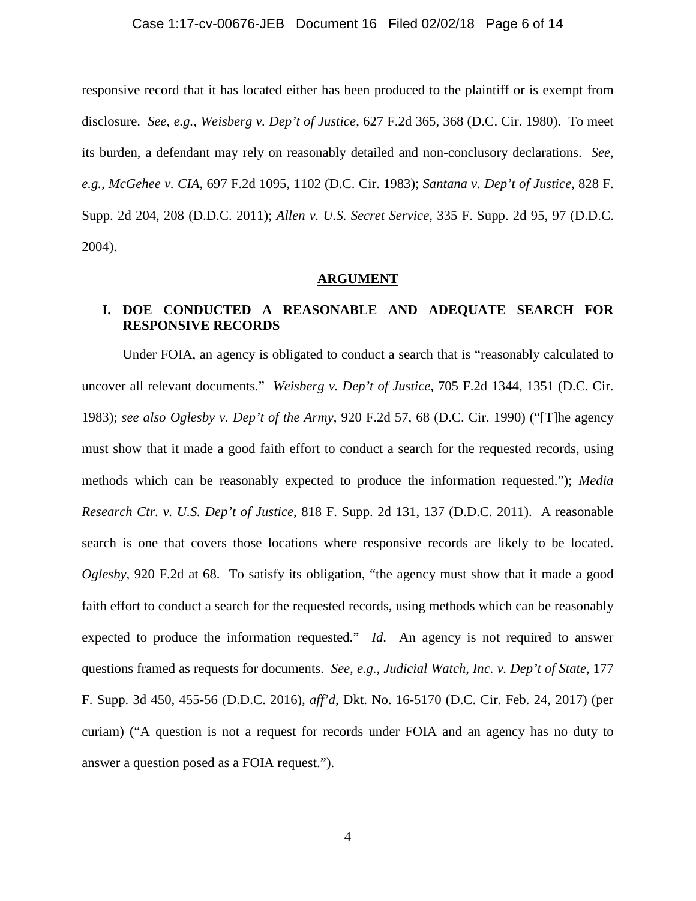responsive record that it has located either has been produced to the plaintiff or is exempt from disclosure. *See, e.g., Weisberg v. Dep't of Justice*, 627 F.2d 365, 368 (D.C. Cir. 1980). To meet its burden, a defendant may rely on reasonably detailed and non-conclusory declarations. *See, e.g., McGehee v. CIA*, 697 F.2d 1095, 1102 (D.C. Cir. 1983); *Santana v. Dep't of Justice*, 828 F. Supp. 2d 204, 208 (D.D.C. 2011); *Allen v. U.S. Secret Service*, 335 F. Supp. 2d 95, 97 (D.D.C. 2004).

## ARGUMENT

### I. DOE CONDUCTED A REASONABLE AND ADEQUATE SEARCH FOR RESPONSIVE RECORDS

Under FOIA, an agency is obligated to conduct a search that is "reasonably calculated to uncover all relevant documents." *Weisberg v. Dep't of Justice*, 705 F.2d 1344, 1351 (D.C. Cir. 1983); *see also Oglesby v. Dep't of the Army*, 920 F.2d 57, 68 (D.C. Cir. 1990) ("[T]he agency must show that it made a good faith effort to conduct a search for the requested records, using methods which can be reasonably expected to produce the information requested."); *Media Research Ctr. v. U.S. Dep't of Justice*, 818 F. Supp. 2d 131, 137 (D.D.C. 2011). A reasonable search is one that covers those locations where responsive records are likely to be located. *Oglesby*, 920 F.2d at 68. To satisfy its obligation, "the agency must show that it made a good faith effort to conduct a search for the requested records, using methods which can be reasonably expected to produce the information requested." *Id*. An agency is not required to answer questions framed as requests for documents. *See, e.g., Judicial Watch, Inc. v. Dep't of State*, 177 F. Supp. 3d 450, 455-56 (D.D.C. 2016), *aff'd*, Dkt. No. 16-5170 (D.C. Cir. Feb. 24, 2017) (per curiam) ("A question is not a request for records under FOIA and an agency has no duty to answer a question posed as a FOIA request.").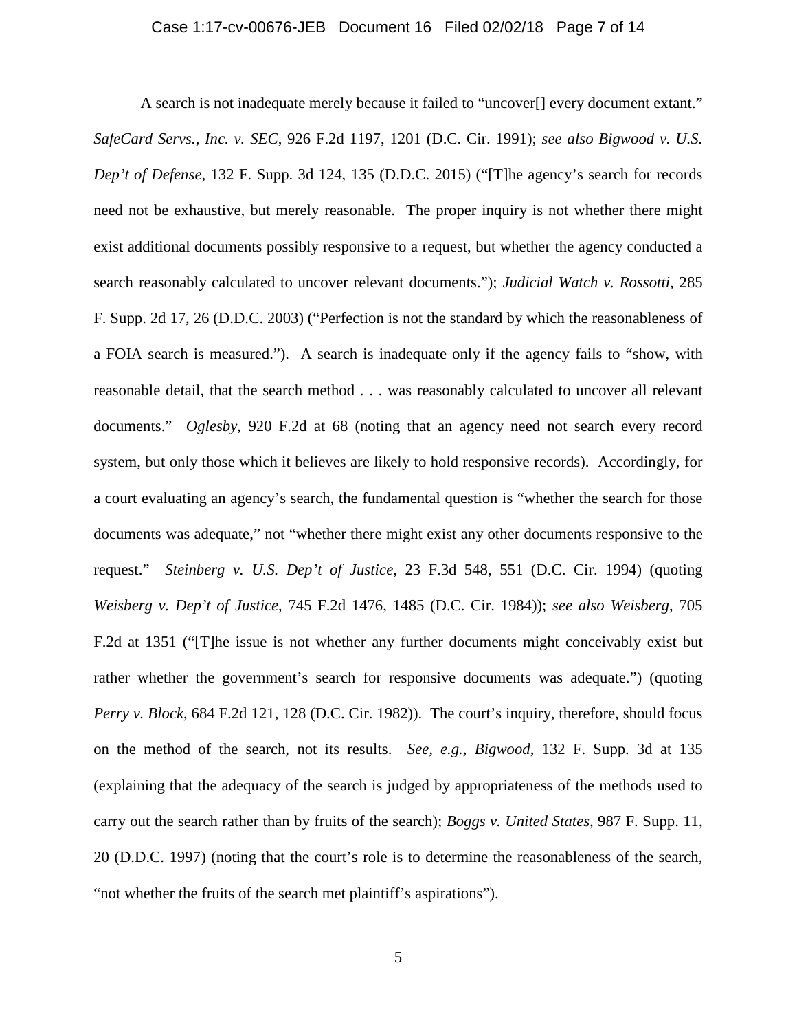A search is not inadequate merely because it failed to "uncover[] every document extant." *SafeCard Servs., Inc. v. SEC*, 926 F.2d 1197, 1201 (D.C. Cir. 1991); *see also Bigwood v. U.S. Dep't of Defense*, 132 F. Supp. 3d 124, 135 (D.D.C. 2015) ("[T]he agency's search for records need not be exhaustive, but merely reasonable. The proper inquiry is not whether there might exist additional documents possibly responsive to a request, but whether the agency conducted a search reasonably calculated to uncover relevant documents."); *Judicial Watch v. Rossotti*, 285 F. Supp. 2d 17, 26 (D.D.C. 2003) ("Perfection is not the standard by which the reasonableness of a FOIA search is measured."). A search is inadequate only if the agency fails to "show, with reasonable detail, that the search method . . . was reasonably calculated to uncover all relevant documents." *Oglesby*, 920 F.2d at 68 (noting that an agency need not search every record system, but only those which it believes are likely to hold responsive records). Accordingly, for a court evaluating an agency's search, the fundamental question is "whether the search for those documents was adequate," not "whether there might exist any other documents responsive to the request." *Steinberg v. U.S. Dep't of Justice*, 23 F.3d 548, 551 (D.C. Cir. 1994) (quoting *Weisberg v. Dep't of Justice*, 745 F.2d 1476, 1485 (D.C. Cir. 1984)); *see also Weisberg*, 705 F.2d at 1351 ("[T]he issue is not whether any further documents might conceivably exist but rather whether the government's search for responsive documents was adequate.") (quoting *Perry v. Block*, 684 F.2d 121, 128 (D.C. Cir. 1982)). The court's inquiry, therefore, should focus on the method of the search, not its results. *See, e.g., Bigwood*, 132 F. Supp. 3d at 135 (explaining that the adequacy of the search is judged by appropriateness of the methods used to carry out the search rather than by fruits of the search); *Boggs v. United States*, 987 F. Supp. 11, 20 (D.D.C. 1997) (noting that the court's role is to determine the reasonableness of the search, "not whether the fruits of the search met plaintiff's aspirations").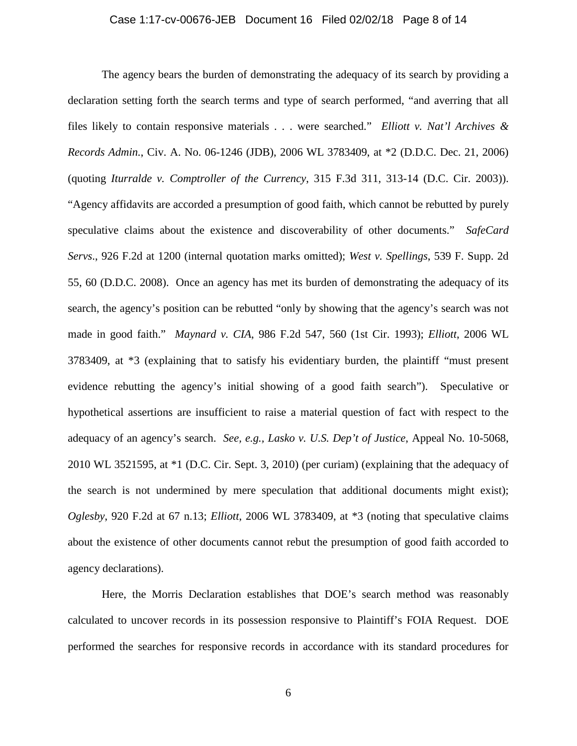The agency bears the burden of demonstrating the adequacy of its search by providing a declaration setting forth the search terms and type of search performed, "and averring that all files likely to contain responsive materials . . . were searched." *Elliott v. Nat'l Archives & Records Admin.*, Civ. A. No. 06-1246 (JDB), 2006 WL 3783409, at *2 (D.D.C. Dec. 21, 2006) (quoting *Iturralde v. Comptroller of the Currency*, 315 F.3d 311, 313-14 (D.C. Cir. 2003)). "Agency affidavits are accorded a presumption of good faith, which cannot be rebutted by purely speculative claims about the existence and discoverability of other documents." *SafeCard Servs*., 926 F.2d at 1200 (internal quotation marks omitted); *West v. Spellings*, 539 F. Supp. 2d 55, 60 (D.D.C. 2008). Once an agency has met its burden of demonstrating the adequacy of its search, the agency's position can be rebutted "only by showing that the agency's search was not made in good faith." *Maynard v. CIA*, 986 F.2d 547, 560 (1st Cir. 1993); *Elliott*, 2006 WL 3783409, at *3 (explaining that to satisfy his evidentiary burden, the plaintiff "must present evidence rebutting the agency's initial showing of a good faith search"). Speculative or hypothetical assertions are insufficient to raise a material question of fact with respect to the adequacy of an agency's search. *See, e.g., Lasko v. U.S. Dep't of Justice*, Appeal No. 10-5068, 2010 WL 3521595, at *1 (D.C. Cir. Sept. 3, 2010) (per curiam) (explaining that the adequacy of the search is not undermined by mere speculation that additional documents might exist); *Oglesby*, 920 F.2d at 67 n.13; *Elliott*, 2006 WL 3783409, at *3 (noting that speculative claims about the existence of other documents cannot rebut the presumption of good faith accorded to agency declarations).

Here, the Morris Declaration establishes that DOE's search method was reasonably calculated to uncover records in its possession responsive to Plaintiff's FOIA Request. DOE performed the searches for responsive records in accordance with its standard procedures for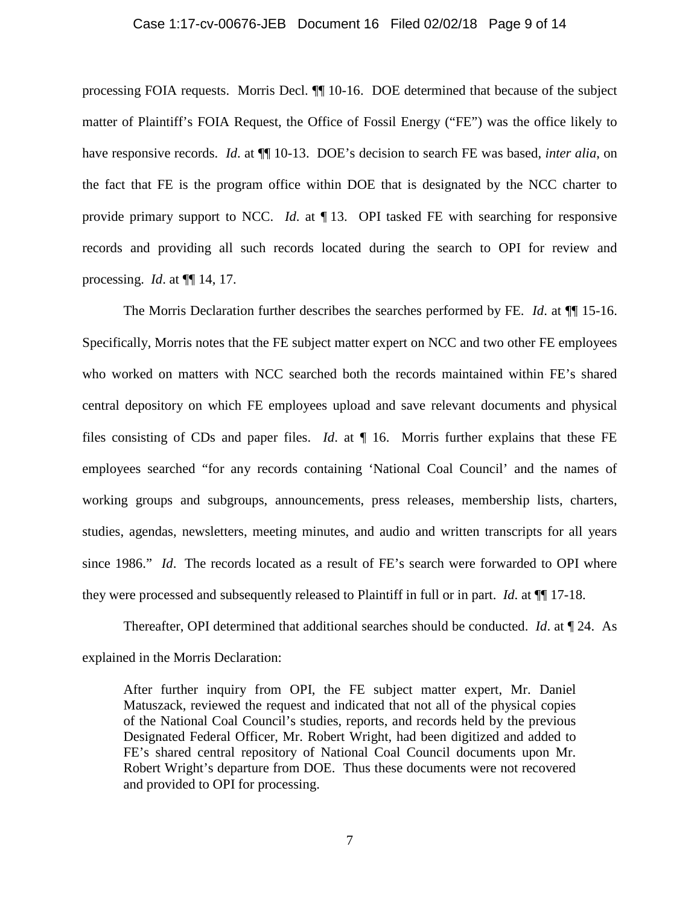processing FOIA requests. Morris Decl. ¶¶ 10-16. DOE determined that because of the subject matter of Plaintiff's FOIA Request, the Office of Fossil Energy ("FE") was the office likely to have responsive records. *Id.* at ¶¶ 10-13. DOE's decision to search FE was based, *inter alia*, on the fact that FE is the program office within DOE that is designated by the NCC charter to provide primary support to NCC. *Id.* at ¶ 13. OPI tasked FE with searching for responsive records and providing all such records located during the search to OPI for review and processing. *Id*. at ¶¶ 14, 17.

The Morris Declaration further describes the searches performed by FE. *Id*. at ¶¶ 15-16. Specifically, Morris notes that the FE subject matter expert on NCC and two other FE employees who worked on matters with NCC searched both the records maintained within FE's shared central depository on which FE employees upload and save relevant documents and physical files consisting of CDs and paper files. *Id*. at ¶ 16. Morris further explains that these FE employees searched "for any records containing 'National Coal Council' and the names of working groups and subgroups, announcements, press releases, membership lists, charters, studies, agendas, newsletters, meeting minutes, and audio and written transcripts for all years since 1986." *Id*. The records located as a result of FE's search were forwarded to OPI where they were processed and subsequently released to Plaintiff in full or in part. *Id.* at ¶¶ 17-18.

Thereafter, OPI determined that additional searches should be conducted. *Id*. at ¶ 24. As explained in the Morris Declaration:

> After further inquiry from OPI, the FE subject matter expert, Mr. Daniel Matuszack, reviewed the request and indicated that not all of the physical copies of the National Coal Council's studies, reports, and records held by the previous Designated Federal Officer, Mr. Robert Wright, had been digitized and added to FE's shared central repository of National Coal Council documents upon Mr. Robert Wright's departure from DOE. Thus these documents were not recovered and provided to OPI for processing.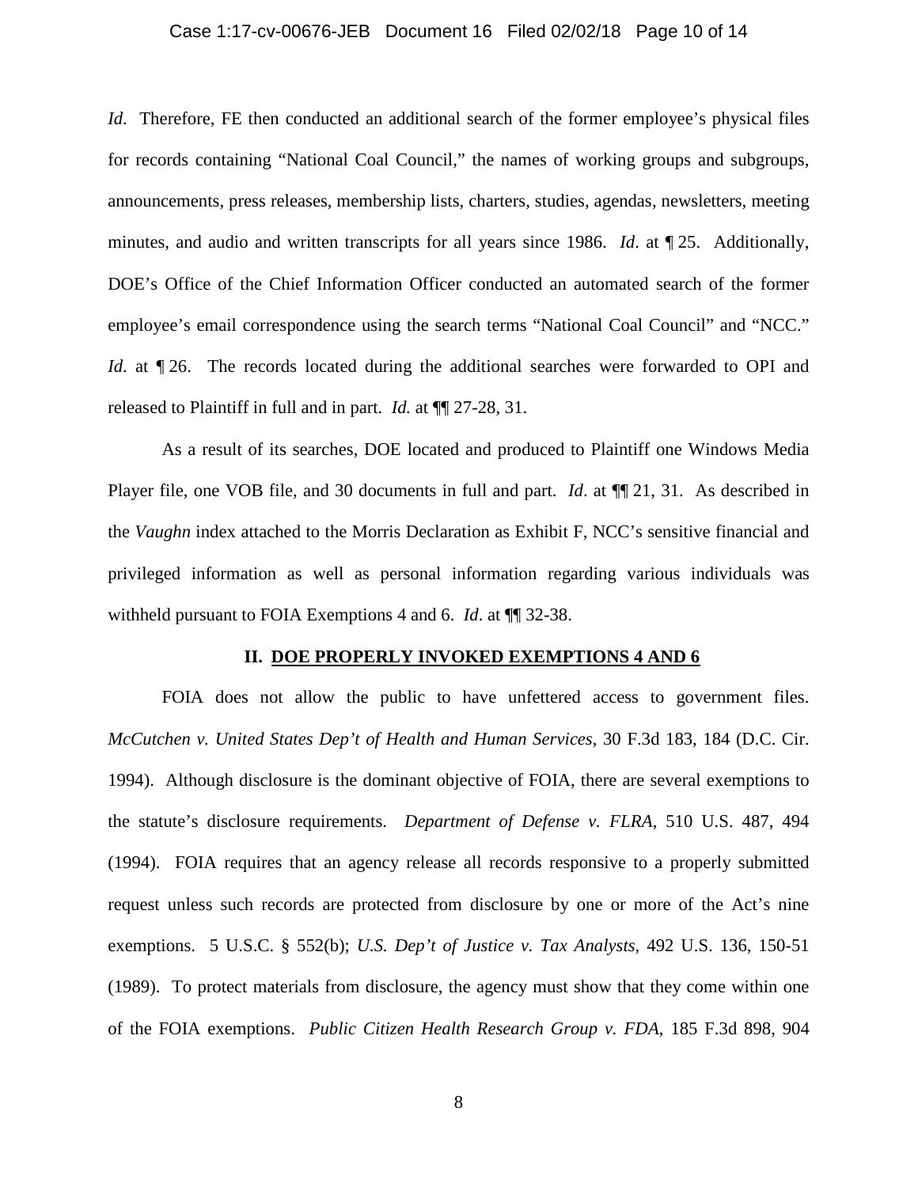*Id*. Therefore, FE then conducted an additional search of the former employee's physical files for records containing "National Coal Council," the names of working groups and subgroups, announcements, press releases, membership lists, charters, studies, agendas, newsletters, meeting minutes, and audio and written transcripts for all years since 1986. *Id*. at ¶ 25. Additionally, DOE's Office of the Chief Information Officer conducted an automated search of the former employee's email correspondence using the search terms "National Coal Council" and "NCC." *Id*. at ¶ 26. The records located during the additional searches were forwarded to OPI and released to Plaintiff in full and in part. *Id.* at ¶¶ 27-28, 31.

As a result of its searches, DOE located and produced to Plaintiff one Windows Media Player file, one VOB file, and 30 documents in full and part. *Id*. at ¶¶ 21, 31. As described in the *Vaughn* index attached to the Morris Declaration as Exhibit F, NCC's sensitive financial and privileged information as well as personal information regarding various individuals was withheld pursuant to FOIA Exemptions 4 and 6. *Id*. at ¶¶ 32-38.

## II. DOE PROPERLY INVOKED EXEMPTIONS 4 AND 6

FOIA does not allow the public to have unfettered access to government files. *McCutchen v. United States Dep't of Health and Human Services*, 30 F.3d 183, 184 (D.C. Cir. 1994). Although disclosure is the dominant objective of FOIA, there are several exemptions to the statute's disclosure requirements. *Department of Defense v. FLRA*, 510 U.S. 487, 494 (1994). FOIA requires that an agency release all records responsive to a properly submitted request unless such records are protected from disclosure by one or more of the Act's nine exemptions. 5 U.S.C. § 552(b); *U.S. Dep't of Justice v. Tax Analysts*, 492 U.S. 136, 150-51 (1989). To protect materials from disclosure, the agency must show that they come within one of the FOIA exemptions. *Public Citizen Health Research Group v. FDA*, 185 F.3d 898, 904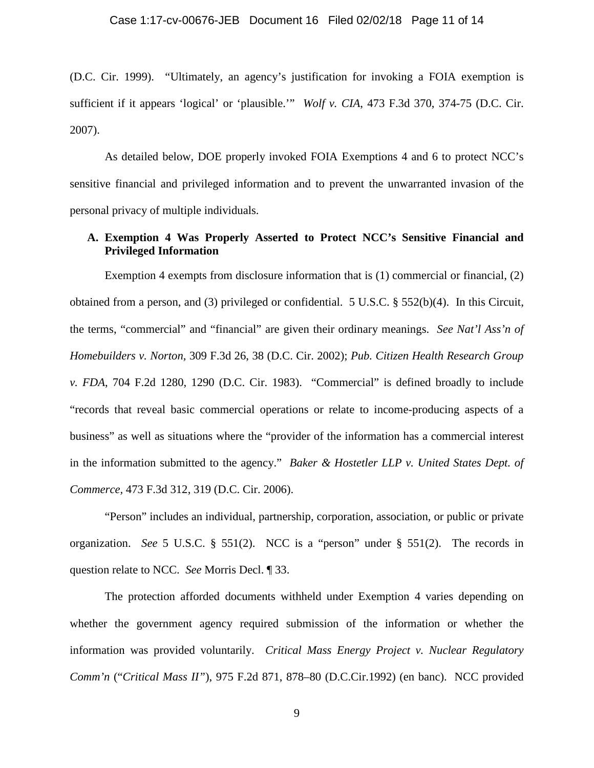(D.C. Cir. 1999). "Ultimately, an agency's justification for invoking a FOIA exemption is sufficient if it appears 'logical' or 'plausible.'" *Wolf v. CIA*, 473 F.3d 370, 374-75 (D.C. Cir. 2007).

As detailed below, DOE properly invoked FOIA Exemptions 4 and 6 to protect NCC's sensitive financial and privileged information and to prevent the unwarranted invasion of the personal privacy of multiple individuals.

### A. Exemption 4 Was Properly Asserted to Protect NCC's Sensitive Financial and Privileged Information

Exemption 4 exempts from disclosure information that is (1) commercial or financial, (2) obtained from a person, and (3) privileged or confidential. 5 U.S.C. § 552(b)(4). In this Circuit, the terms, "commercial" and "financial" are given their ordinary meanings. *See Nat'l Ass'n of Homebuilders v. Norton*, 309 F.3d 26, 38 (D.C. Cir. 2002); *Pub. Citizen Health Research Group v. FDA*, 704 F.2d 1280, 1290 (D.C. Cir. 1983). "Commercial" is defined broadly to include "records that reveal basic commercial operations or relate to income-producing aspects of a business" as well as situations where the "provider of the information has a commercial interest in the information submitted to the agency." *Baker & Hostetler LLP v. United States Dept. of Commerce,* 473 F.3d 312, 319 (D.C. Cir. 2006).

"Person" includes an individual, partnership, corporation, association, or public or private organization. *See* 5 U.S.C. § 551(2). NCC is a "person" under § 551(2). The records in question relate to NCC. *See* Morris Decl. ¶ 33.

The protection afforded documents withheld under Exemption 4 varies depending on whether the government agency required submission of the information or whether the information was provided voluntarily. *Critical Mass Energy Project v. Nuclear Regulatory Comm'n* ("*Critical Mass II"*), 975 F.2d 871, 878–80 (D.C.Cir.1992) (en banc). NCC provided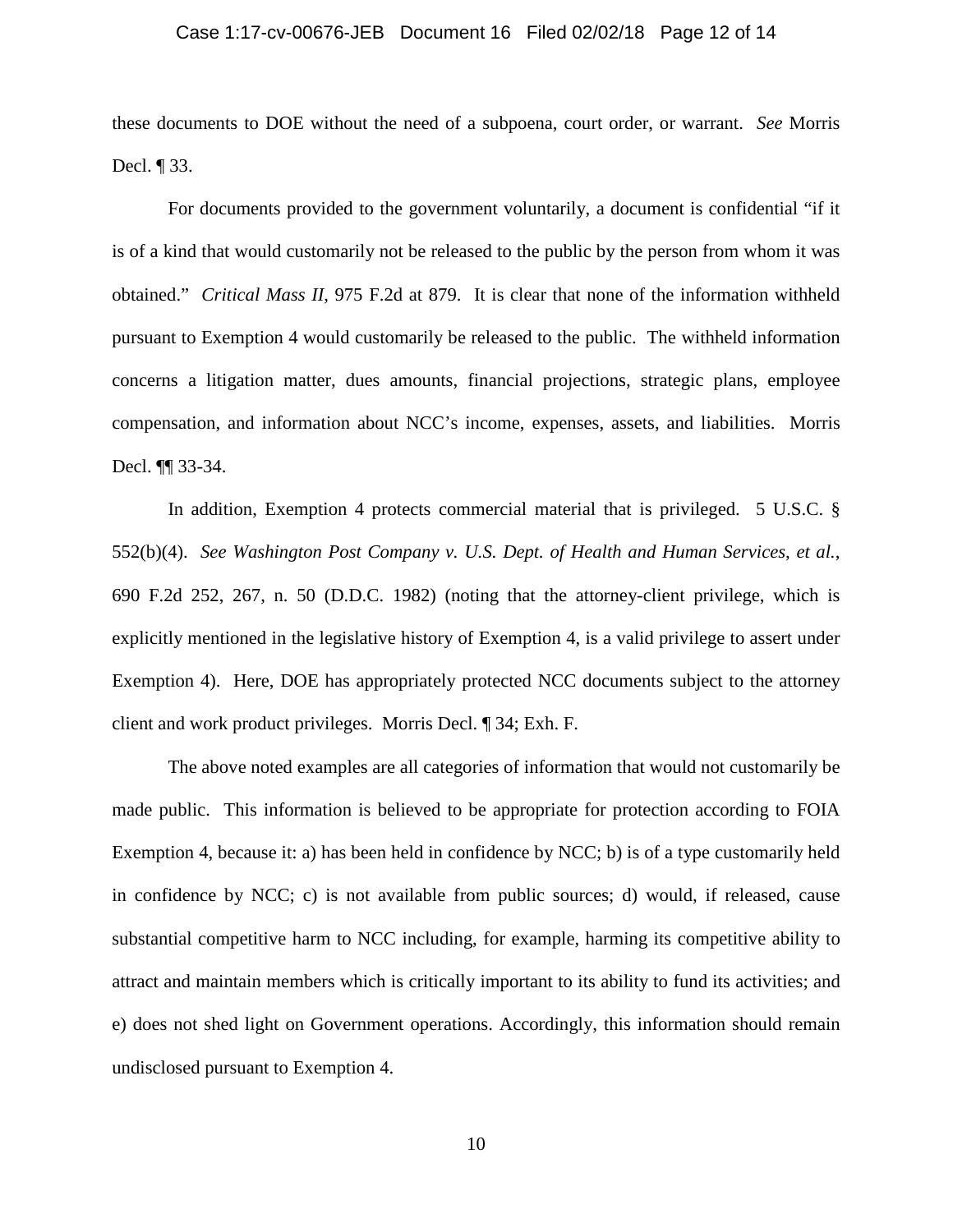these documents to DOE without the need of a subpoena, court order, or warrant. *See* Morris Decl. ¶ 33.

For documents provided to the government voluntarily, a document is confidential "if it is of a kind that would customarily not be released to the public by the person from whom it was obtained." *Critical Mass II*, 975 F.2d at 879. It is clear that none of the information withheld pursuant to Exemption 4 would customarily be released to the public. The withheld information concerns a litigation matter, dues amounts, financial projections, strategic plans, employee compensation, and information about NCC's income, expenses, assets, and liabilities. Morris Decl. ¶¶ 33-34.

In addition, Exemption 4 protects commercial material that is privileged. 5 U.S.C. § 552(b)(4). *See Washington Post Company v. U.S. Dept. of Health and Human Services*, *et al.*, 690 F.2d 252, 267, n. 50 (D.D.C. 1982) (noting that the attorney-client privilege, which is explicitly mentioned in the legislative history of Exemption 4, is a valid privilege to assert under Exemption 4). Here, DOE has appropriately protected NCC documents subject to the attorney client and work product privileges. Morris Decl. ¶ 34; Exh. F.

The above noted examples are all categories of information that would not customarily be made public. This information is believed to be appropriate for protection according to FOIA Exemption 4, because it: a) has been held in confidence by NCC; b) is of a type customarily held in confidence by NCC; c) is not available from public sources; d) would, if released, cause substantial competitive harm to NCC including, for example, harming its competitive ability to attract and maintain members which is critically important to its ability to fund its activities; and e) does not shed light on Government operations. Accordingly, this information should remain undisclosed pursuant to Exemption 4.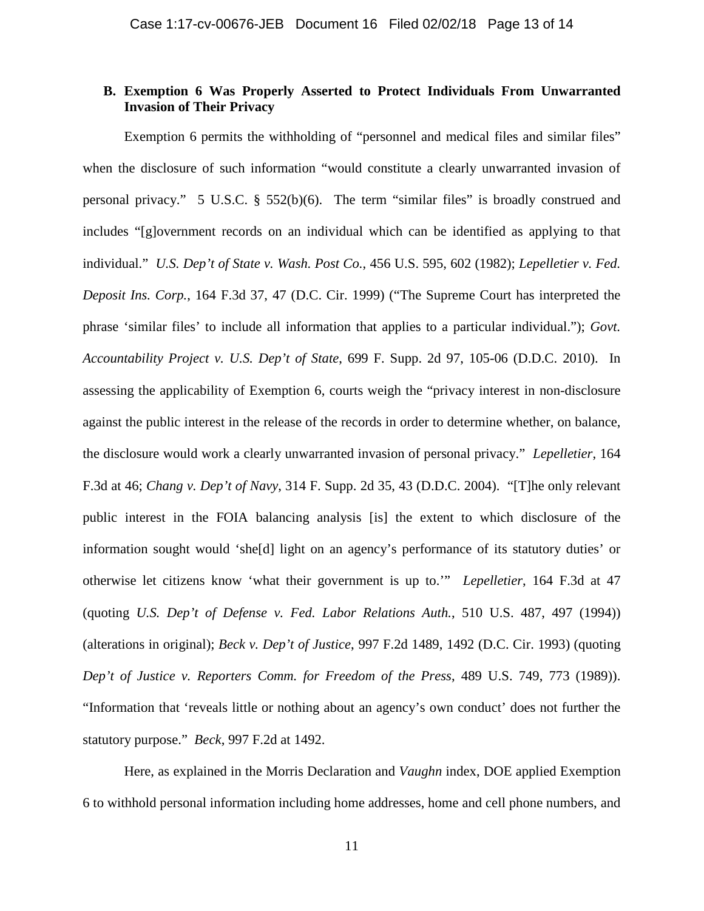### B. Exemption 6 Was Properly Asserted to Protect Individuals From Unwarranted Invasion of Their Privacy

Exemption 6 permits the withholding of "personnel and medical files and similar files" when the disclosure of such information "would constitute a clearly unwarranted invasion of personal privacy." 5 U.S.C. § 552(b)(6). The term "similar files" is broadly construed and includes "[g]overnment records on an individual which can be identified as applying to that individual." *U.S. Dep't of State v. Wash. Post Co.*, 456 U.S. 595, 602 (1982); *Lepelletier v. Fed. Deposit Ins. Corp.*, 164 F.3d 37, 47 (D.C. Cir. 1999) ("The Supreme Court has interpreted the phrase 'similar files' to include all information that applies to a particular individual."); *Govt. Accountability Project v. U.S. Dep't of State*, 699 F. Supp. 2d 97, 105-06 (D.D.C. 2010). In assessing the applicability of Exemption 6, courts weigh the "privacy interest in non-disclosure against the public interest in the release of the records in order to determine whether, on balance, the disclosure would work a clearly unwarranted invasion of personal privacy." *Lepelletier*, 164 F.3d at 46; *Chang v. Dep't of Navy*, 314 F. Supp. 2d 35, 43 (D.D.C. 2004). "[T]he only relevant public interest in the FOIA balancing analysis [is] the extent to which disclosure of the information sought would 'she[d] light on an agency's performance of its statutory duties' or otherwise let citizens know 'what their government is up to.'" *Lepelletier*, 164 F.3d at 47 (quoting *U.S. Dep't of Defense v. Fed. Labor Relations Auth.*, 510 U.S. 487, 497 (1994)) (alterations in original); *Beck v. Dep't of Justice*, 997 F.2d 1489, 1492 (D.C. Cir. 1993) (quoting *Dep't of Justice v. Reporters Comm. for Freedom of the Press*, 489 U.S. 749, 773 (1989)). "Information that 'reveals little or nothing about an agency's own conduct' does not further the statutory purpose." *Beck*, 997 F.2d at 1492.

Here, as explained in the Morris Declaration and *Vaughn* index, DOE applied Exemption 6 to withhold personal information including home addresses, home and cell phone numbers, and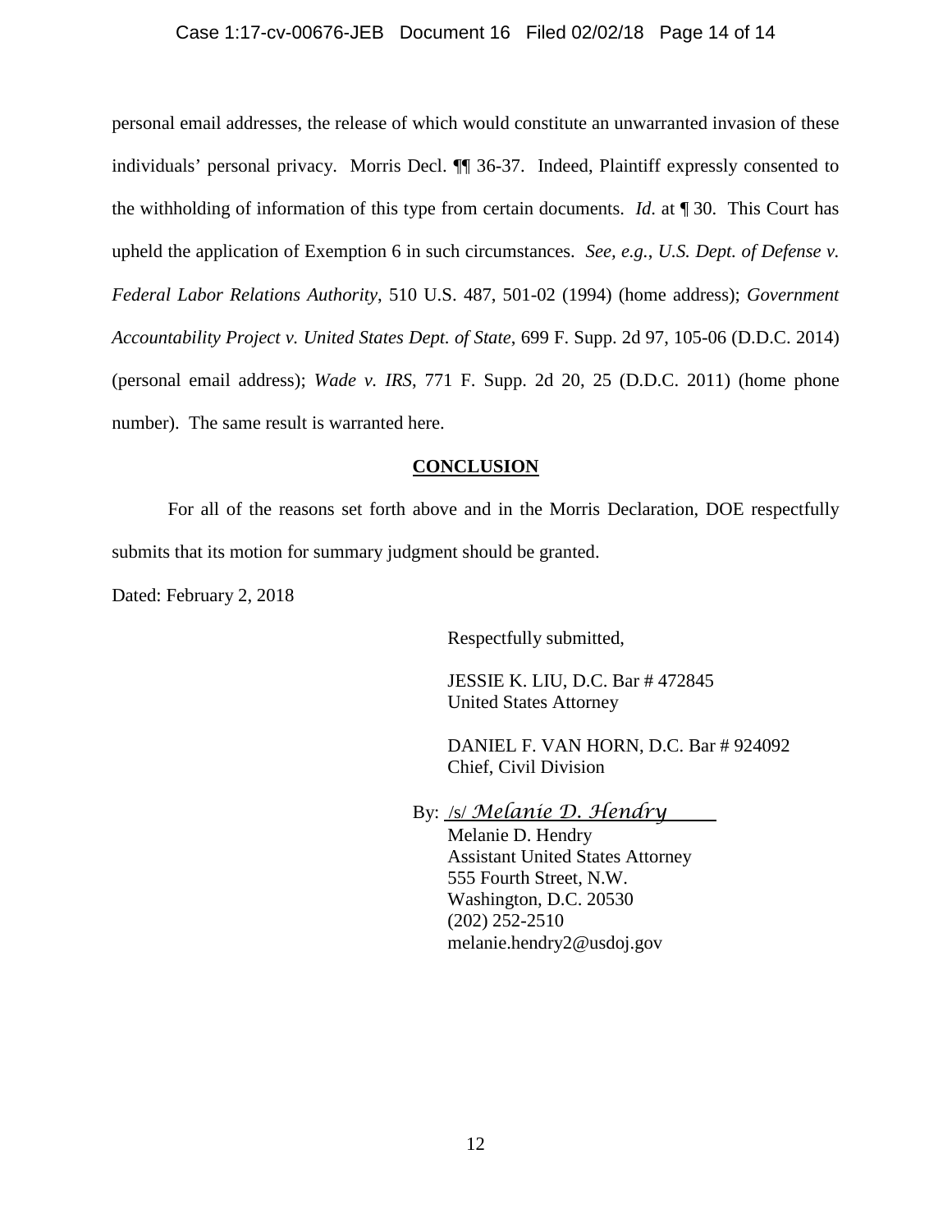personal email addresses, the release of which would constitute an unwarranted invasion of these individuals' personal privacy. Morris Decl. ¶¶ 36-37. Indeed, Plaintiff expressly consented to the withholding of information of this type from certain documents. *Id.* at ¶ 30. This Court has upheld the application of Exemption 6 in such circumstances. *See, e.g.*, *U.S. Dept. of Defense v. Federal Labor Relations Authority*, 510 U.S. 487, 501-02 (1994) (home address); *Government Accountability Project v. United States Dept. of State*, 699 F. Supp. 2d 97, 105-06 (D.D.C. 2014) (personal email address); *Wade v. IRS*, 771 F. Supp. 2d 20, 25 (D.D.C. 2011) (home phone number). The same result is warranted here.

**CONCLUSION**

For all of the reasons set forth above and in the Morris Declaration, DOE respectfully submits that its motion for summary judgment should be granted.

Dated: February 2, 2018

Respectfully submitted,

JESSIE K. LIU, D.C. Bar # 472845
United States Attorney

DANIEL F. VAN HORN, D.C. Bar # 924092
Chief, Civil Division

By: /s/ *Melanie D. Hendry*
Melanie D. Hendry
Assistant United States Attorney
555 Fourth Street, N.W.
Washington, D.C. 20530
(202) 252-2510
melanie.hendry2@usdoj.gov